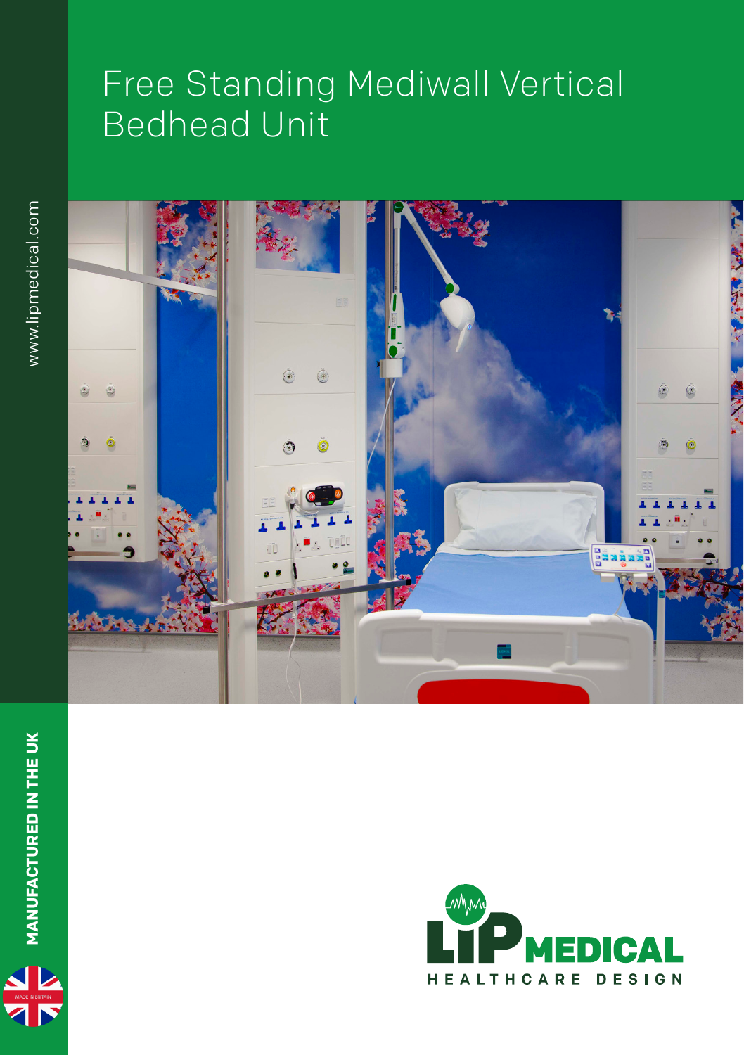# Free Standing Mediwall Vertical Bedhead Unit

www.lipmedical.com

MANUFACTURED IN THE UK

MADE IN BRITAIN

LIP MEDICAL

HEALTHCARE DESIGN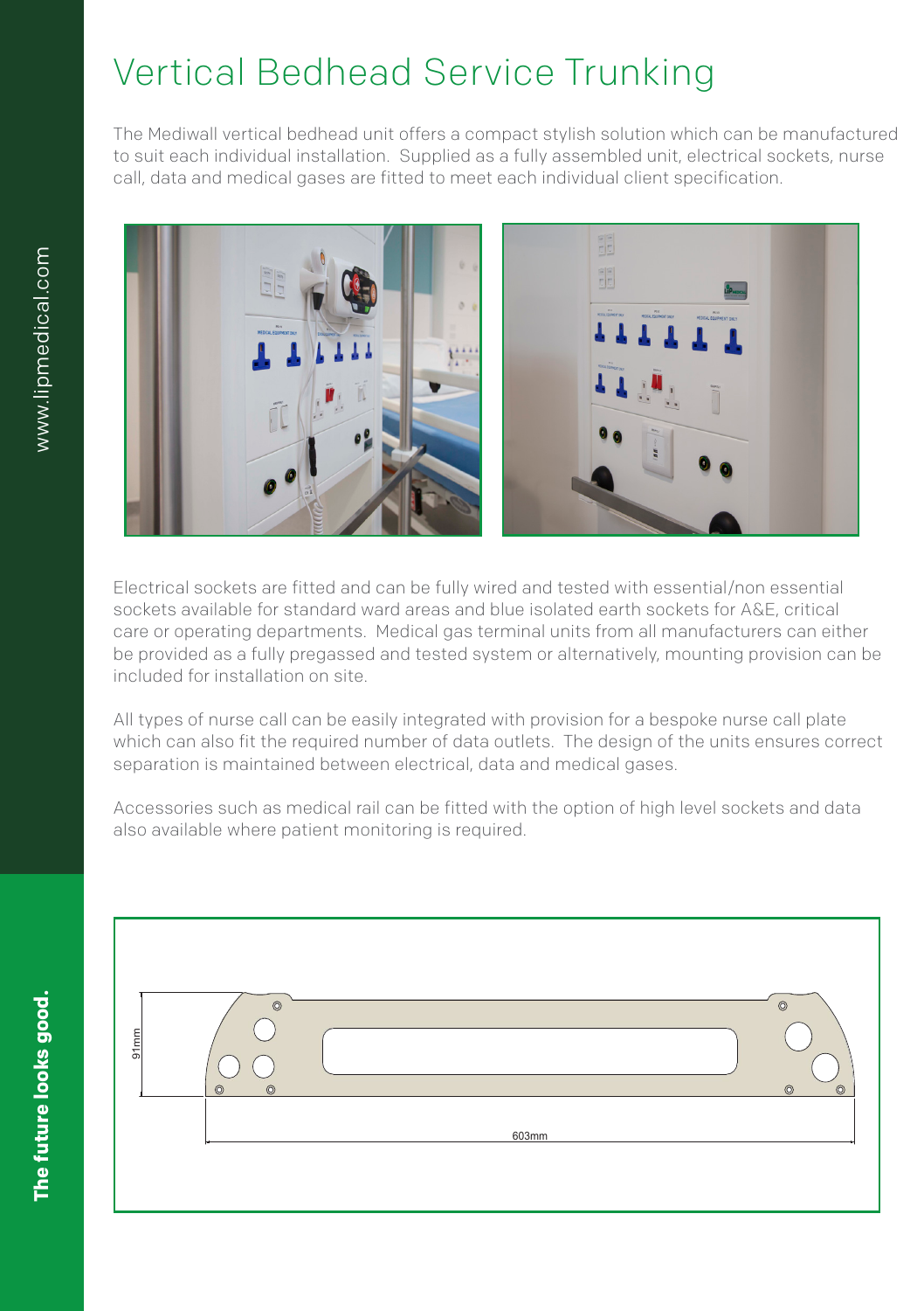# Vertical Bedhead Service Trunking

The Mediwall vertical bedhead unit offers a compact stylish solution which can be manufactured to suit each individual installation. Supplied as a fully assembled unit, electrical sockets, nurse call, data and medical gases are fitted to meet each individual client specification.

Electrical sockets are fitted and can be fully wired and tested with essential/non essential sockets available for standard ward areas and blue isolated earth sockets for A&E, critical care or operating departments. Medical gas terminal units from all manufacturers can either be provided as a fully pregassed and tested system or alternatively, mounting provision can be included for installation on site.

All types of nurse call can be easily integrated with provision for a bespoke nurse call plate which can also fit the required number of data outlets. The design of the units ensures correct separation is maintained between electrical, data and medical gases.

Accessories such as medical rail can be fitted with the option of high level sockets and data also available where patient monitoring is required.

91mm

603mm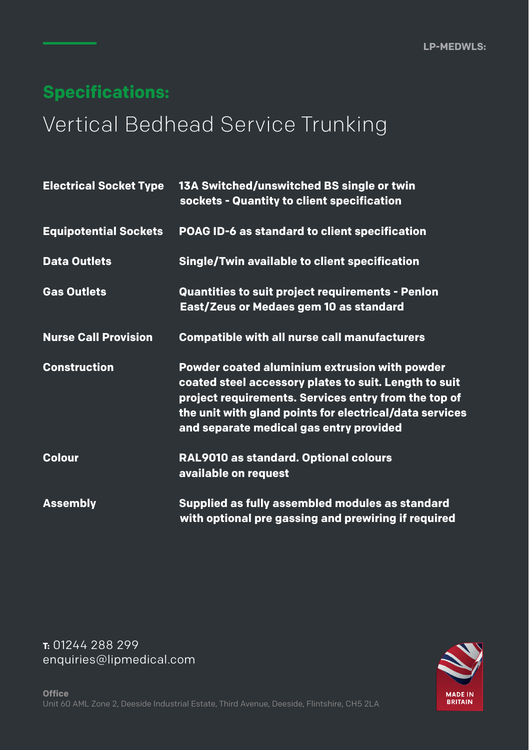LP-MEDWLS:

## Specifications:

# Vertical Bedhead Service Trunking

| | |
|---|---|
| **Electrical Socket Type** | **13A Switched/unswitched BS single or twin sockets - Quantity to client specification** |
| **Equipotential Sockets** | **POAG ID-6 as standard to client specification** |
| **Data Outlets** | **Single/Twin available to client specification** |
| **Gas Outlets** | **Quantities to suit project requirements - Penlon East/Zeus or Medaes gem 10 as standard** |
| **Nurse Call Provision** | **Compatible with all nurse call manufacturers** |
| **Construction** | **Powder coated aluminium extrusion with powder coated steel accessory plates to suit. Length to suit project requirements. Services entry from the top of the unit with gland points for electrical/data services and separate medical gas entry provided** |
| **Colour** | **RAL9010 as standard. Optional colours available on request** |
| **Assembly** | **Supplied as fully assembled modules as standard with optional pre gassing and prewiring if required** |

**T:** 01244 288 299
enquiries@lipmedical.com

**Office**
Unit 60 AML Zone 2, Deeside Industrial Estate, Third Avenue, Deeside, Flintshire, CH5 2LA

MADE IN BRITAIN